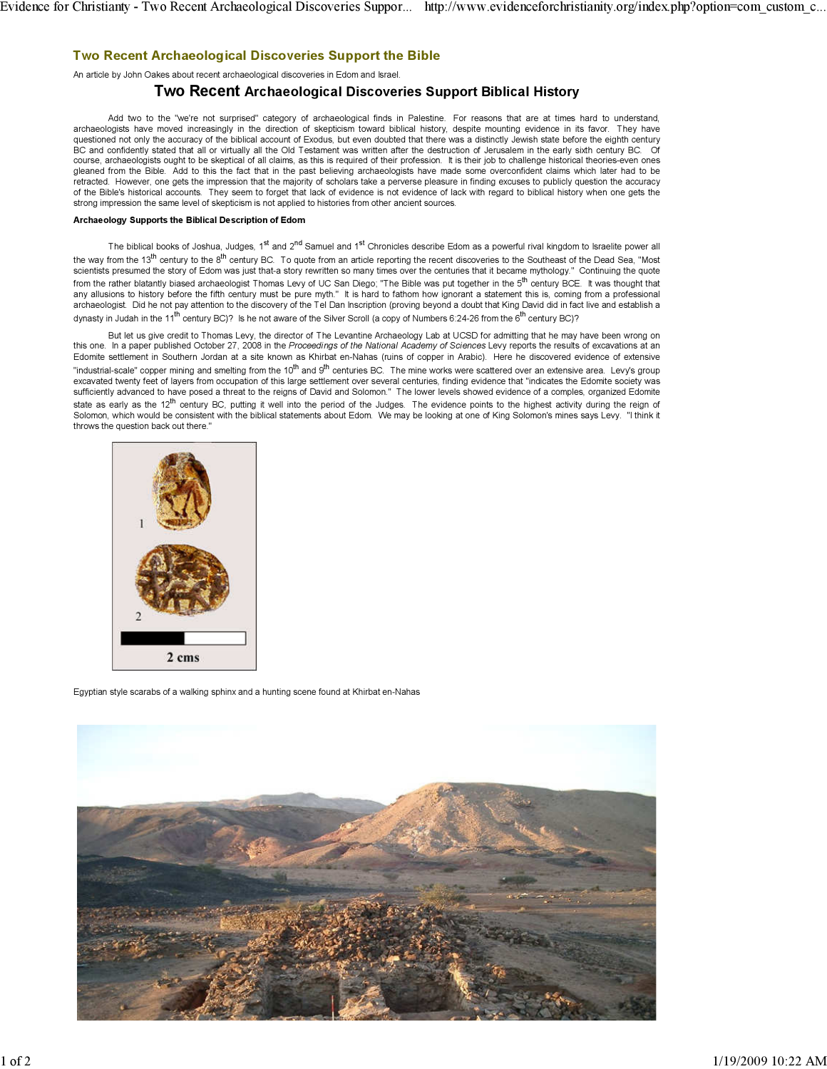## Two Recent Archaeological Discoveries Support the Bible

An article by John Oakes about recent archaeological discoveries in Edom and Israel.

# Two Recent Archaeological Discoveries Support Biblical History

Add two to the "we're not surprised" category of archaeological finds in Palestine. For reasons that are at times hard to understand, archaeologists have moved increasingly in the direction of skepticism toward biblical history, despite mounting evidence in its favor. They have questioned not only the accuracy of the biblical account of Exodus, but even doubted that there was a distinctly Jewish state before the eighth century BC and confidently stated that all or virtually all the Old Testament was written after the destruction of Jerusalem in the early sixth century BC. Of course, archaeologists ought to be skeptical of all claims, as this is required of their profession. It is their job to challenge historical theories-even ones gleaned from the Bible. Add to this the fact that in the past believing archaeologists have made some overconfident claims which later had to be retracted. However, one gets the impression that the majority of scholars take a perverse pleasure in finding excuses to publicly question the accuracy of the Bible's historical accounts. They seem to forget that lack of evidence is not evidence of lack with regard to biblical history when one gets the strong impression the same level of skepticism is not applied to histories from other ancient sources.

**Archaeology Supports the Biblical Description of Edom**

The biblical books of Joshua, Judges, 1st and 2nd Samuel and 1st Chronicles describe Edom as a powerful rival kingdom to Israelite power all the way from the 13th century to the 8th century BC. To quote from an article reporting the recent discoveries to the Southeast of the Dead Sea, "Most scientists presumed the story of Edom was just that-a story rewritten so many times over the centuries that it became mythology." Continuing the quote from the rather blatantly biased archaeologist Thomas Levy of UC San Diego; "The Bible was put together in the 5th century BCE. It was thought that any allusions to history before the fifth century must be pure myth." It is hard to fathom how ignorant a statement this is, coming from a professional archaeologist. Did he not pay attention to the discovery of the Tel Dan Inscription (proving beyond a doubt that King David did in fact live and establish a dynasty in Judah in the 11th century BC)? Is he not aware of the Silver Scroll (a copy of Numbers 6:24-26 from the 6th century BC)?

But let us give credit to Thomas Levy, the director of The Levantine Archaeology Lab at UCSD for admitting that he may have been wrong on this one. In a paper published October 27, 2008 in the *Proceedings of the National Academy of Sciences* Levy reports the results of excavations at an Edomite settlement in Southern Jordan at a site known as Khirbat en-Nahas (ruins of copper in Arabic). Here he discovered evidence of extensive "industrial-scale" copper mining and smelting from the 10th and 9th centuries BC. The mine works were scattered over an extensive area. Levy's group excavated twenty feet of layers from occupation of this large settlement over several centuries, finding evidence that "indicates the Edomite society was sufficiently advanced to have posed a threat to the reigns of David and Solomon." The lower levels showed evidence of a comples, organized Edomite state as early as the 12th century BC, putting it well into the period of the Judges. The evidence points to the highest activity during the reign of Solomon, which would be consistent with the biblical statements about Edom. We may be looking at one of King Solomon's mines says Levy. "I think it throws the question back out there."

Egyptian style scarabs of a walking sphinx and a hunting scene found at Khirbat en-Nahas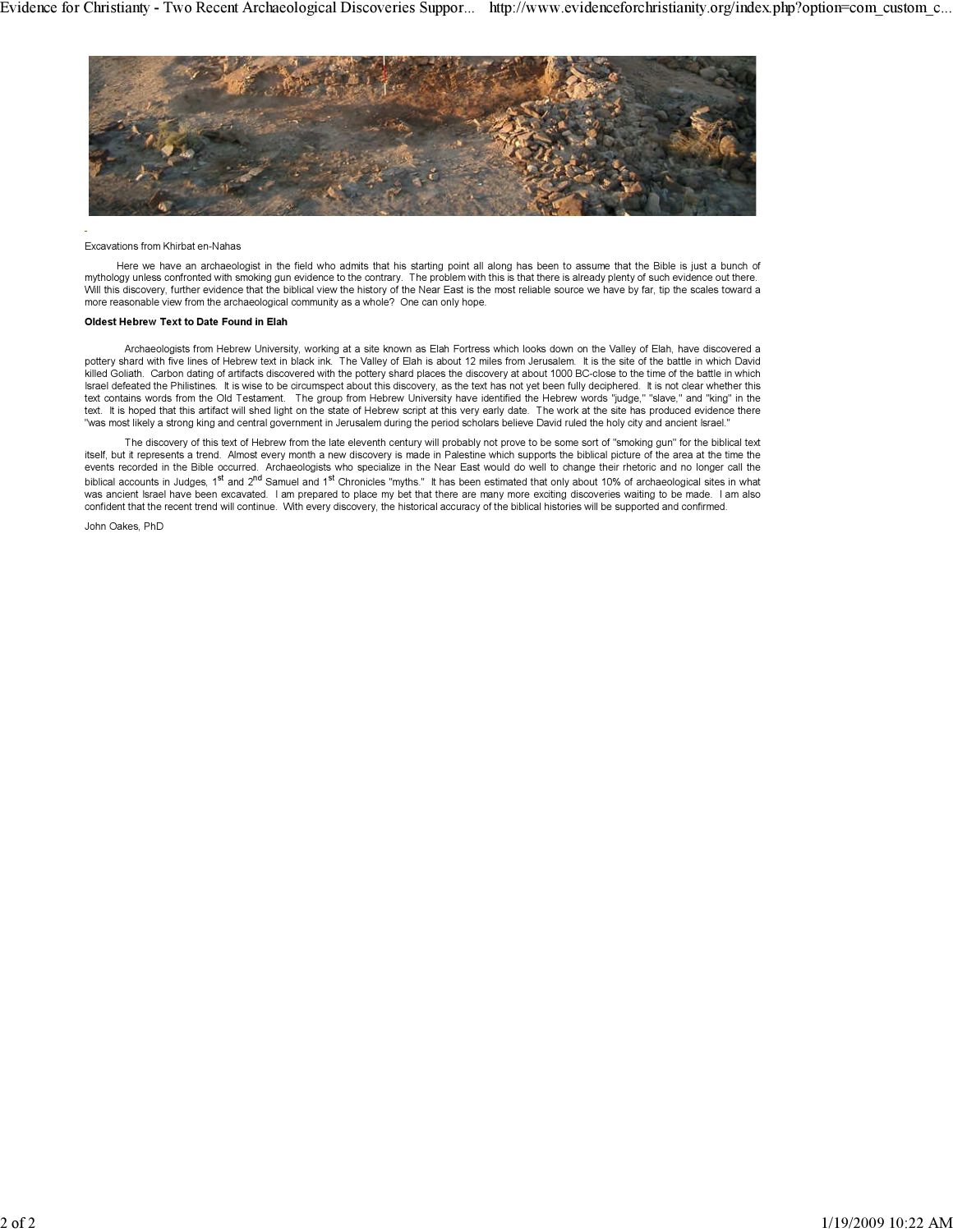-

Excavations from Khirbat en-Nahas

Here we have an archaeologist in the field who admits that his starting point all along has been to assume that the Bible is just a bunch of mythology unless confronted with smoking gun evidence to the contrary. The problem with this is that there is already plenty of such evidence out there. Will this discovery, further evidence that the biblical view the history of the Near East is the most reliable source we have by far, tip the scales toward a more reasonable view from the archaeological community as a whole? One can only hope.

**Oldest Hebrew Text to Date Found in Elah**

Archaeologists from Hebrew University, working at a site known as Elah Fortress which looks down on the Valley of Elah, have discovered a pottery shard with five lines of Hebrew text in black ink. The Valley of Elah is about 12 miles from Jerusalem. It is the site of the battle in which David killed Goliath. Carbon dating of artifacts discovered with the pottery shard places the discovery at about 1000 BC-close to the time of the battle in which Israel defeated the Philistines. It is wise to be circumspect about this discovery, as the text has not yet been fully deciphered. It is not clear whether this text contains words from the Old Testament. The group from Hebrew University have identified the Hebrew words "judge," "slave," and "king" in the text. It is hoped that this artifact will shed light on the state of Hebrew script at this very early date. The work at the site has produced evidence there "was most likely a strong king and central government in Jerusalem during the period scholars believe David ruled the holy city and ancient Israel."

The discovery of this text of Hebrew from the late eleventh century will probably not prove to be some sort of "smoking gun" for the biblical text itself, but it represents a trend. Almost every month a new discovery is made in Palestine which supports the biblical picture of the area at the time the events recorded in the Bible occurred. Archaeologists who specialize in the Near East would do well to change their rhetoric and no longer call the biblical accounts in Judges, 1st and 2nd Samuel and 1st Chronicles "myths." It has been estimated that only about 10% of archaeological sites in what was ancient Israel have been excavated. I am prepared to place my bet that there are many more exciting discoveries waiting to be made. I am also confident that the recent trend will continue. With every discovery, the historical accuracy of the biblical histories will be supported and confirmed.

John Oakes, PhD